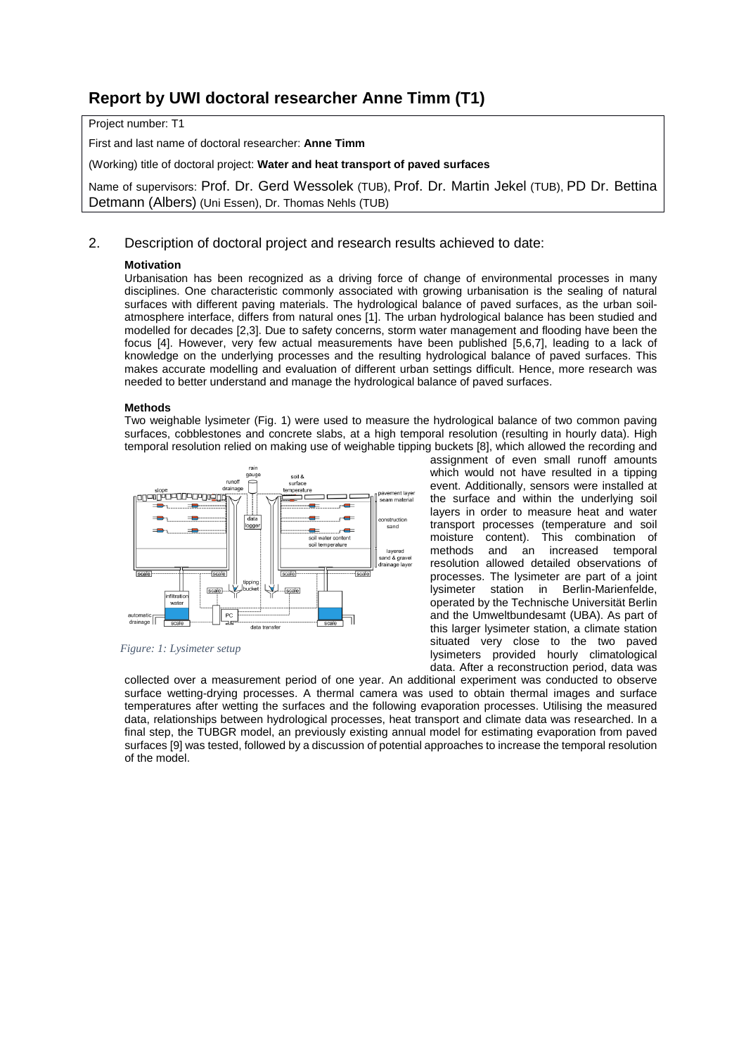# Report by UWI doctoral researcher Anne Timm (T1)

Project number: T1

First and last name of doctoral researcher: **Anne Timm**

(Working) title of doctoral project: **Water and heat transport of paved surfaces**

Name of supervisors: Prof. Dr. Gerd Wessolek (TUB), Prof. Dr. Martin Jekel (TUB), PD Dr. Bettina Detmann (Albers) (Uni Essen), Dr. Thomas Nehls (TUB)

## 2. Description of doctoral project and research results achieved to date:

### Motivation

Urbanisation has been recognized as a driving force of change of environmental processes in many disciplines. One characteristic commonly associated with growing urbanisation is the sealing of natural surfaces with different paving materials. The hydrological balance of paved surfaces, as the urban soil-atmosphere interface, differs from natural ones [1]. The urban hydrological balance has been studied and modelled for decades [2,3]. Due to safety concerns, storm water management and flooding have been the focus [4]. However, very few actual measurements have been published [5,6,7], leading to a lack of knowledge on the underlying processes and the resulting hydrological balance of paved surfaces. This makes accurate modelling and evaluation of different urban settings difficult. Hence, more research was needed to better understand and manage the hydrological balance of paved surfaces.

### Methods

Two weighable lysimeter (Fig. 1) were used to measure the hydrological balance of two common paving surfaces, cobblestones and concrete slabs, at a high temporal resolution (resulting in hourly data). High temporal resolution relied on making use of weighable tipping buckets [8], which allowed the recording and assignment of even small runoff amounts which would not have resulted in a tipping event. Additionally, sensors were installed at the surface and within the underlying soil layers in order to measure heat and water transport processes (temperature and soil moisture content). This combination of methods and an increased temporal resolution allowed detailed observations of processes. The lysimeter are part of a joint lysimeter station in Berlin-Marienfelde, operated by the Technische Universität Berlin and the Umweltbundesamt (UBA). As part of this larger lysimeter station, a climate station situated very close to the two paved lysimeters provided hourly climatological data. After a reconstruction period, data was collected over a measurement period of one year. An additional experiment was conducted to observe surface wetting-drying processes. A thermal camera was used to obtain thermal images and surface temperatures after wetting the surfaces and the following evaporation processes. Utilising the measured data, relationships between hydrological processes, heat transport and climate data was researched. In a final step, the TUBGR model, an previously existing annual model for estimating evaporation from paved surfaces [9] was tested, followed by a discussion of potential approaches to increase the temporal resolution of the model.

*Figure: 1: Lysimeter setup*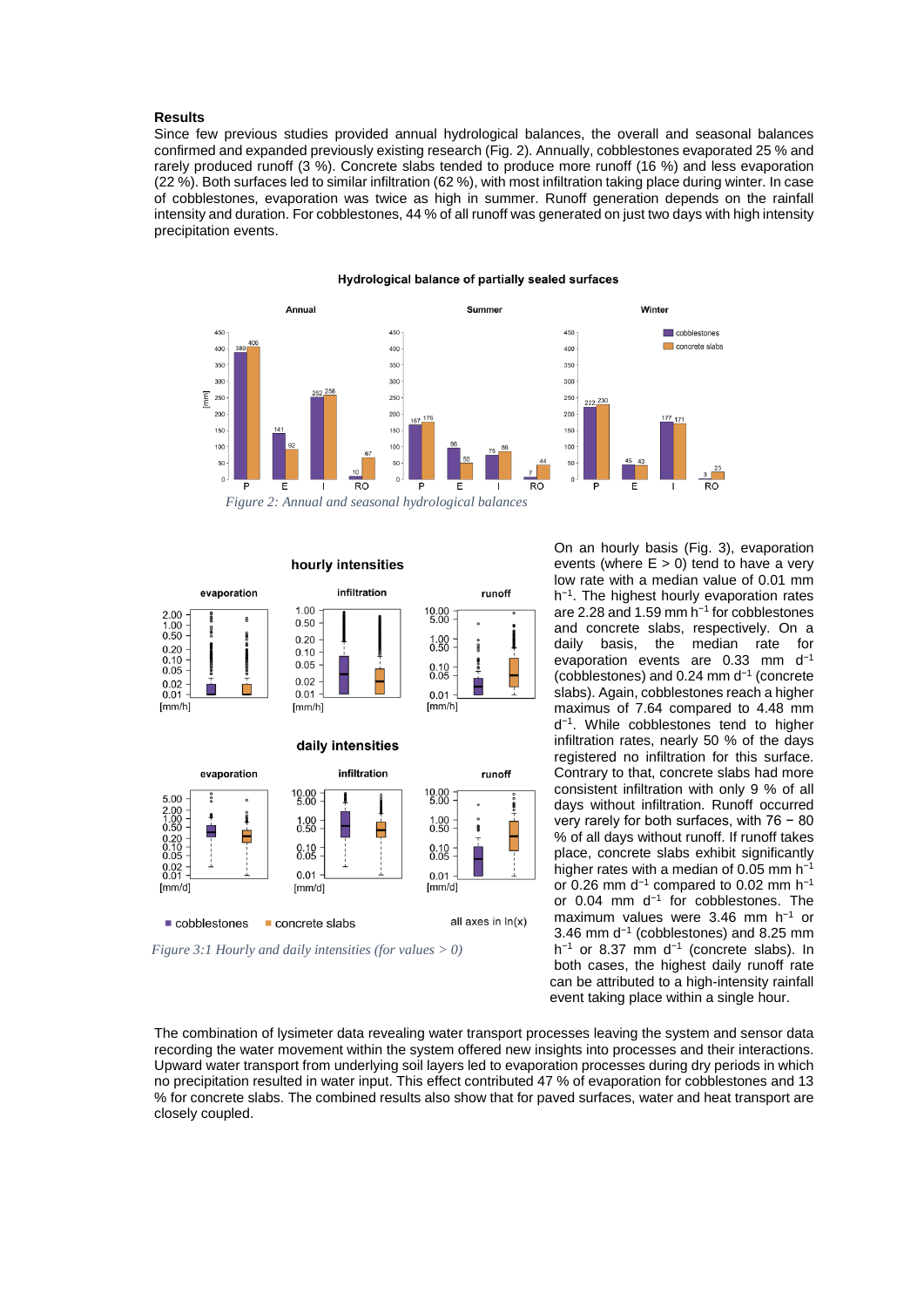**Results**

Since few previous studies provided annual hydrological balances, the overall and seasonal balances confirmed and expanded previously existing research (Fig. 2). Annually, cobblestones evaporated 25 % and rarely produced runoff (3 %). Concrete slabs tended to produce more runoff (16 %) and less evaporation (22 %). Both surfaces led to similar infiltration (62 %), with most infiltration taking place during winter. In case of cobblestones, evaporation was twice as high in summer. Runoff generation depends on the rainfall intensity and duration. For cobblestones, 44 % of all runoff was generated on just two days with high intensity precipitation events.

*Figure 2: Annual and seasonal hydrological balances*

*Figure 3:1 Hourly and daily intensities (for values > 0)*

On an hourly basis (Fig. 3), evaporation events (where E > 0) tend to have a very low rate with a median value of 0.01 mm $h^{-1}$. The highest hourly evaporation rates are 2.28 and 1.59 mm $h^{-1}$ for cobblestones and concrete slabs, respectively. On a daily basis, the median rate for evaporation events are 0.33 mm $d^{-1}$ (cobblestones) and 0.24 mm $d^{-1}$ (concrete slabs). Again, cobblestones reach a higher maximus of 7.64 compared to 4.48 mm $d^{-1}$. While cobblestones tend to higher infiltration rates, nearly 50 % of the days registered no infiltration for this surface. Contrary to that, concrete slabs had more consistent infiltration with only 9 % of all days without infiltration. Runoff occurred very rarely for both surfaces, with 76 − 80 % of all days without runoff. If runoff takes place, concrete slabs exhibit significantly higher rates with a median of 0.05 mm $h^{-1}$ or 0.26 mm $d^{-1}$ compared to 0.02 mm $h^{-1}$ or 0.04 mm $d^{-1}$ for cobblestones. The maximum values were 3.46 mm $h^{-1}$ or 3.46 mm $d^{-1}$ (cobblestones) and 8.25 mm $h^{-1}$ or 8.37 mm $d^{-1}$ (concrete slabs). In both cases, the highest daily runoff rate can be attributed to a high-intensity rainfall event taking place within a single hour.

The combination of lysimeter data revealing water transport processes leaving the system and sensor data recording the water movement within the system offered new insights into processes and their interactions. Upward water transport from underlying soil layers led to evaporation processes during dry periods in which no precipitation resulted in water input. This effect contributed 47 % of evaporation for cobblestones and 13 % for concrete slabs. The combined results also show that for paved surfaces, water and heat transport are closely coupled.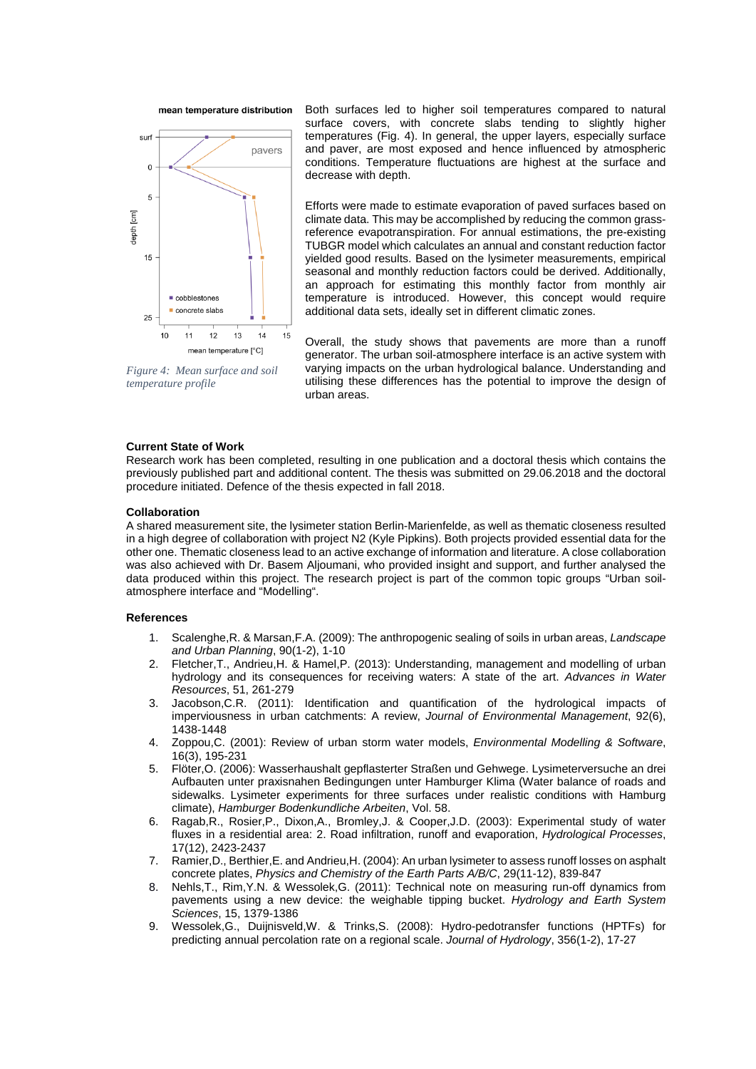*Figure 4: Mean surface and soil temperature profile*

Both surfaces led to higher soil temperatures compared to natural surface covers, with concrete slabs tending to slightly higher temperatures (Fig. 4). In general, the upper layers, especially surface and paver, are most exposed and hence influenced by atmospheric conditions. Temperature fluctuations are highest at the surface and decrease with depth.

Efforts were made to estimate evaporation of paved surfaces based on climate data. This may be accomplished by reducing the common grass-reference evapotranspiration. For annual estimations, the pre-existing TUBGR model which calculates an annual and constant reduction factor yielded good results. Based on the lysimeter measurements, empirical seasonal and monthly reduction factors could be derived. Additionally, an approach for estimating this monthly factor from monthly air temperature is introduced. However, this concept would require additional data sets, ideally set in different climatic zones.

Overall, the study shows that pavements are more than a runoff generator. The urban soil-atmosphere interface is an active system with varying impacts on the urban hydrological balance. Understanding and utilising these differences has the potential to improve the design of urban areas.

**Current State of Work**

Research work has been completed, resulting in one publication and a doctoral thesis which contains the previously published part and additional content. The thesis was submitted on 29.06.2018 and the doctoral procedure initiated. Defence of the thesis expected in fall 2018.

**Collaboration**

A shared measurement site, the lysimeter station Berlin-Marienfelde, as well as thematic closeness resulted in a high degree of collaboration with project N2 (Kyle Pipkins). Both projects provided essential data for the other one. Thematic closeness lead to an active exchange of information and literature. A close collaboration was also achieved with Dr. Basem Aljoumani, who provided insight and support, and further analysed the data produced within this project. The research project is part of the common topic groups "Urban soil-atmosphere interface and "Modelling".

**References**

1. Scalenghe,R. & Marsan,F.A. (2009): The anthropogenic sealing of soils in urban areas, *Landscape and Urban Planning*, 90(1-2), 1-10
2. Fletcher,T., Andrieu,H. & Hamel,P. (2013): Understanding, management and modelling of urban hydrology and its consequences for receiving waters: A state of the art. *Advances in Water Resources*, 51, 261-279
3. Jacobson,C.R. (2011): Identification and quantification of the hydrological impacts of imperviousness in urban catchments: A review, *Journal of Environmental Management*, 92(6), 1438-1448
4. Zoppou,C. (2001): Review of urban storm water models, *Environmental Modelling & Software*, 16(3), 195-231
5. Flöter,O. (2006): Wasserhaushalt gepflasterter Straßen und Gehwege. Lysimeterversuche an drei Aufbauten unter praxisnahen Bedingungen unter Hamburger Klima (Water balance of roads and sidewalks. Lysimeter experiments for three surfaces under realistic conditions with Hamburg climate), *Hamburger Bodenkundliche Arbeiten*, Vol. 58.
6. Ragab,R., Rosier,P., Dixon,A., Bromley,J. & Cooper,J.D. (2003): Experimental study of water fluxes in a residential area: 2. Road infiltration, runoff and evaporation, *Hydrological Processes*, 17(12), 2423-2437
7. Ramier,D., Berthier,E. and Andrieu,H. (2004): An urban lysimeter to assess runoff losses on asphalt concrete plates, *Physics and Chemistry of the Earth Parts A/B/C*, 29(11-12), 839-847
8. Nehls,T., Rim,Y.N. & Wessolek,G. (2011): Technical note on measuring run-off dynamics from pavements using a new device: the weighable tipping bucket. *Hydrology and Earth System Sciences*, 15, 1379-1386
9. Wessolek,G., Duijnisveld,W. & Trinks,S. (2008): Hydro-pedotransfer functions (HPTFs) for predicting annual percolation rate on a regional scale. *Journal of Hydrology*, 356(1-2), 17-27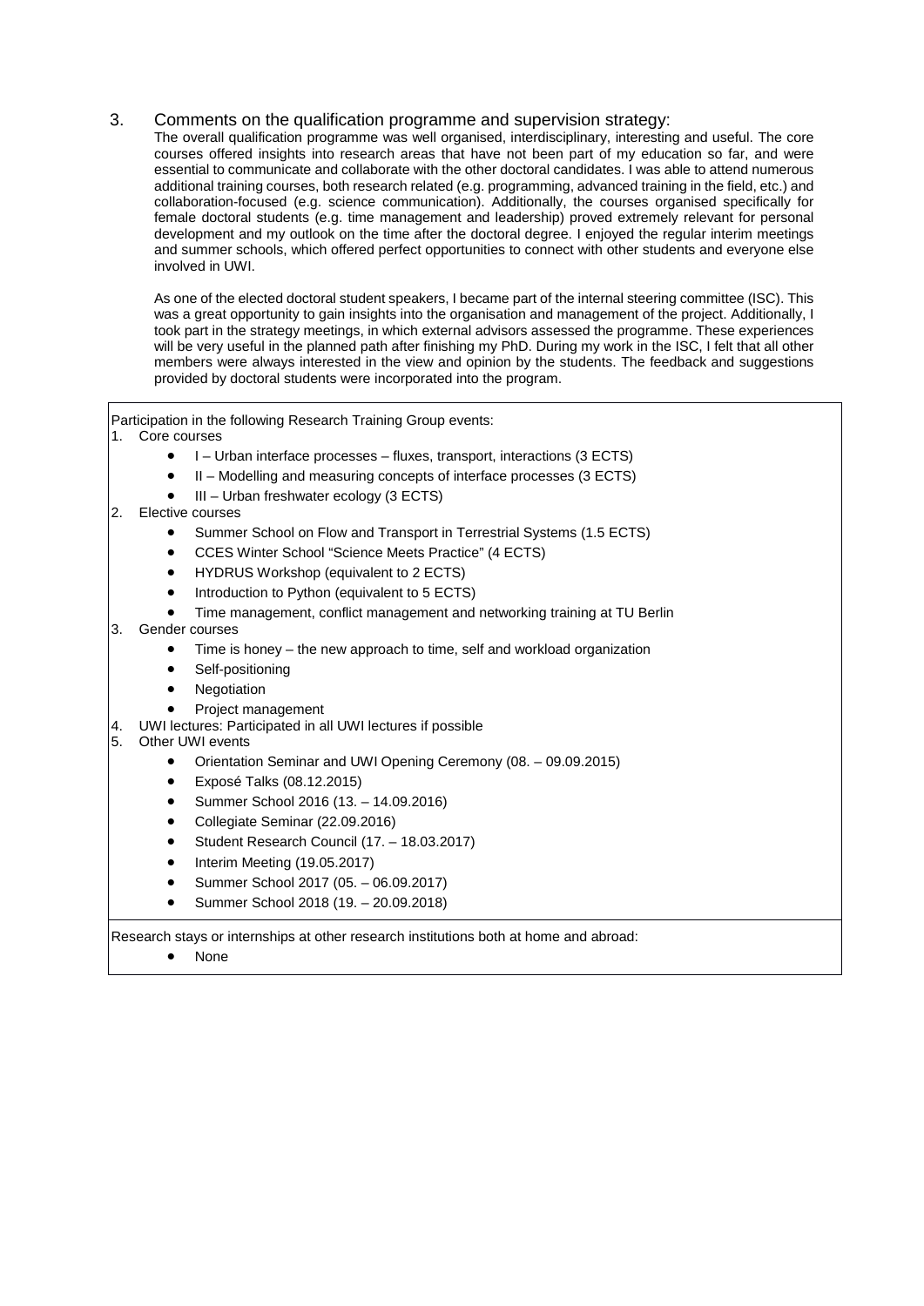3. Comments on the qualification programme and supervision strategy:

The overall qualification programme was well organised, interdisciplinary, interesting and useful. The core courses offered insights into research areas that have not been part of my education so far, and were essential to communicate and collaborate with the other doctoral candidates. I was able to attend numerous additional training courses, both research related (e.g. programming, advanced training in the field, etc.) and collaboration-focused (e.g. science communication). Additionally, the courses organised specifically for female doctoral students (e.g. time management and leadership) proved extremely relevant for personal development and my outlook on the time after the doctoral degree. I enjoyed the regular interim meetings and summer schools, which offered perfect opportunities to connect with other students and everyone else involved in UWI.

As one of the elected doctoral student speakers, I became part of the internal steering committee (ISC). This was a great opportunity to gain insights into the organisation and management of the project. Additionally, I took part in the strategy meetings, in which external advisors assessed the programme. These experiences will be very useful in the planned path after finishing my PhD. During my work in the ISC, I felt that all other members were always interested in the view and opinion by the students. The feedback and suggestions provided by doctoral students were incorporated into the program.

Participation in the following Research Training Group events:

1. Core courses
   - I – Urban interface processes – fluxes, transport, interactions (3 ECTS)
   - II – Modelling and measuring concepts of interface processes (3 ECTS)
   - III – Urban freshwater ecology (3 ECTS)
2. Elective courses
   - Summer School on Flow and Transport in Terrestrial Systems (1.5 ECTS)
   - CCES Winter School "Science Meets Practice" (4 ECTS)
   - HYDRUS Workshop (equivalent to 2 ECTS)
   - Introduction to Python (equivalent to 5 ECTS)
   - Time management, conflict management and networking training at TU Berlin
3. Gender courses
   - Time is honey – the new approach to time, self and workload organization
   - Self-positioning
   - Negotiation
   - Project management
4. UWI lectures: Participated in all UWI lectures if possible
5. Other UWI events
   - Orientation Seminar and UWI Opening Ceremony (08. – 09.09.2015)
   - Exposé Talks (08.12.2015)
   - Summer School 2016 (13. – 14.09.2016)
   - Collegiate Seminar (22.09.2016)
   - Student Research Council (17. – 18.03.2017)
   - Interim Meeting (19.05.2017)
   - Summer School 2017 (05. – 06.09.2017)
   - Summer School 2018 (19. – 20.09.2018)

Research stays or internships at other research institutions both at home and abroad:

- None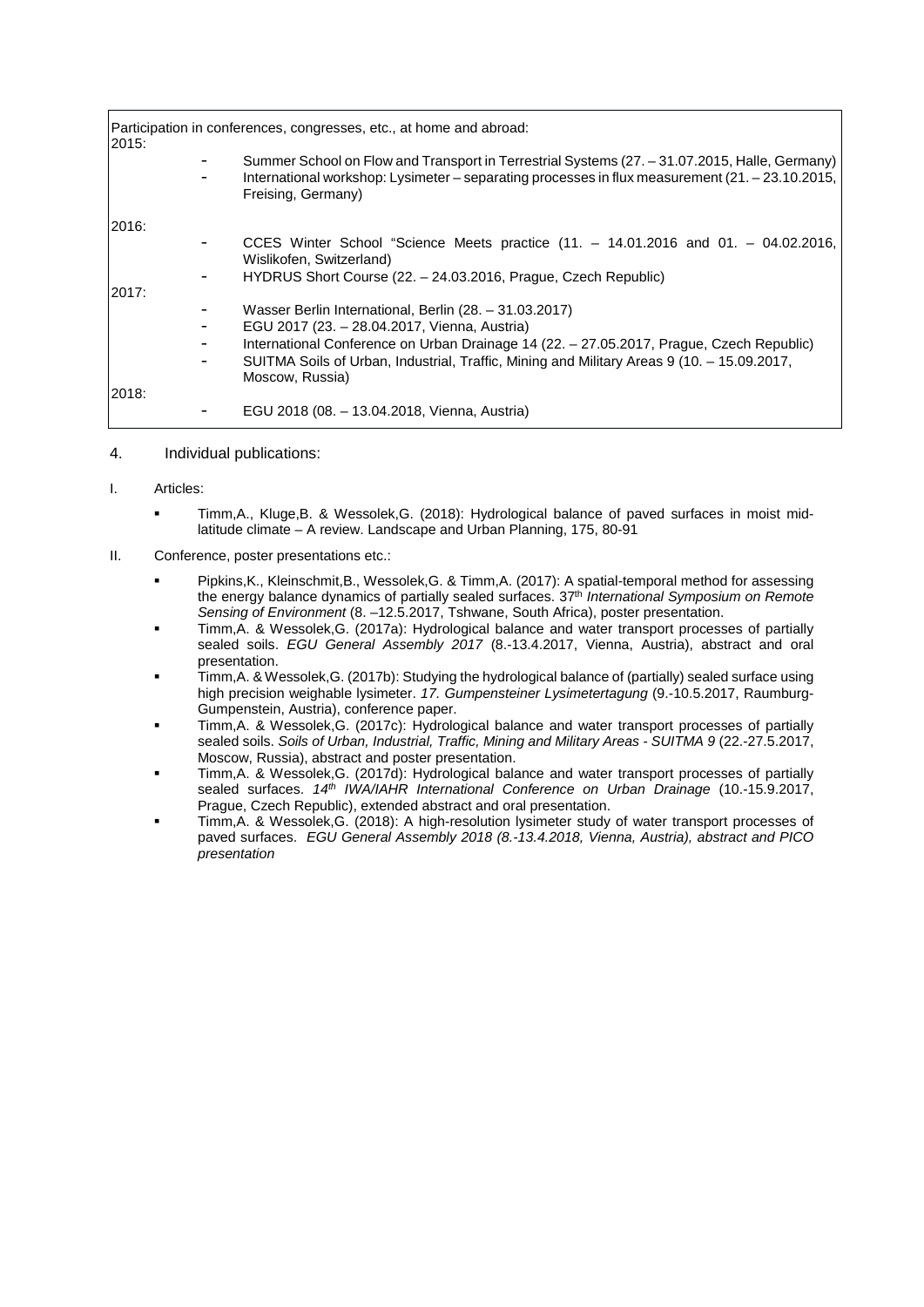Participation in conferences, congresses, etc., at home and abroad:

2015:

- Summer School on Flow and Transport in Terrestrial Systems (27. – 31.07.2015, Halle, Germany)
- International workshop: Lysimeter – separating processes in flux measurement (21. – 23.10.2015, Freising, Germany)

2016:

- CCES Winter School "Science Meets practice (11. – 14.01.2016 and 01. – 04.02.2016, Wislikofen, Switzerland)
- HYDRUS Short Course (22. – 24.03.2016, Prague, Czech Republic)

2017:

- Wasser Berlin International, Berlin (28. – 31.03.2017)
- EGU 2017 (23. – 28.04.2017, Vienna, Austria)
- International Conference on Urban Drainage 14 (22. – 27.05.2017, Prague, Czech Republic)
- SUITMA Soils of Urban, Industrial, Traffic, Mining and Military Areas 9 (10. – 15.09.2017, Moscow, Russia)

2018:

- EGU 2018 (08. – 13.04.2018, Vienna, Austria)

4. Individual publications:

I. Articles:

- Timm,A., Kluge,B. & Wessolek,G. (2018): Hydrological balance of paved surfaces in moist mid-latitude climate – A review. Landscape and Urban Planning, 175, 80-91

II. Conference, poster presentations etc.:

- Pipkins,K., Kleinschmit,B., Wessolek,G. & Timm,A. (2017): A spatial-temporal method for assessing the energy balance dynamics of partially sealed surfaces. 37th *International Symposium on Remote Sensing of Environment* (8. –12.5.2017, Tshwane, South Africa), poster presentation.
- Timm,A. & Wessolek,G. (2017a): Hydrological balance and water transport processes of partially sealed soils. *EGU General Assembly 2017* (8.-13.4.2017, Vienna, Austria), abstract and oral presentation.
- Timm,A. & Wessolek,G. (2017b): Studying the hydrological balance of (partially) sealed surface using high precision weighable lysimeter. *17. Gumpensteiner Lysimetertagung* (9.-10.5.2017, Raumburg-Gumpenstein, Austria), conference paper.
- Timm,A. & Wessolek,G. (2017c): Hydrological balance and water transport processes of partially sealed soils. *Soils of Urban, Industrial, Traffic, Mining and Military Areas - SUITMA 9* (22.-27.5.2017, Moscow, Russia), abstract and poster presentation.
- Timm,A. & Wessolek,G. (2017d): Hydrological balance and water transport processes of partially sealed surfaces. *14th IWA/IAHR International Conference on Urban Drainage* (10.-15.9.2017, Prague, Czech Republic), extended abstract and oral presentation.
- Timm,A. & Wessolek,G. (2018): A high-resolution lysimeter study of water transport processes of paved surfaces. *EGU General Assembly 2018 (8.-13.4.2018, Vienna, Austria), abstract and PICO presentation*